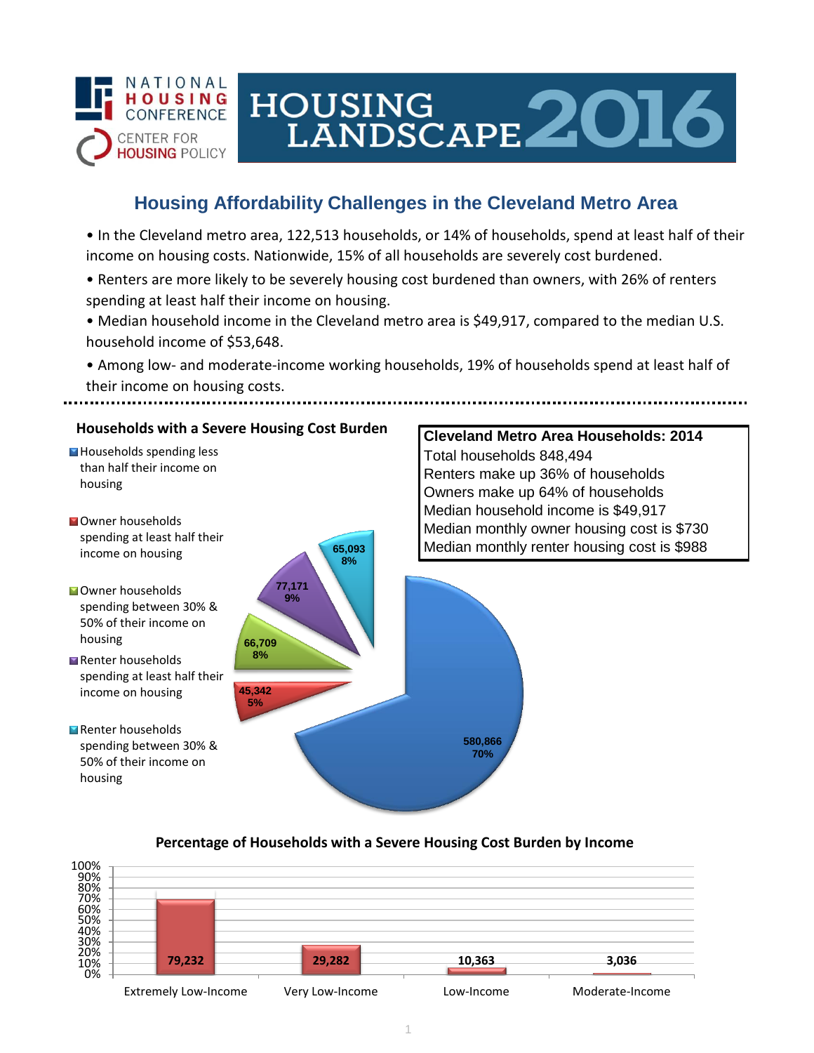NATIONAL HOUSING CONFERENCE
CENTER FOR HOUSING POLICY

# HOUSING LANDSCAPE 2016

## Housing Affordability Challenges in the Cleveland Metro Area

- In the Cleveland metro area, 122,513 households, or 14% of households, spend at least half of their income on housing costs. Nationwide, 15% of all households are severely cost burdened.
- Renters are more likely to be severely housing cost burdened than owners, with 26% of renters spending at least half their income on housing.
- Median household income in the Cleveland metro area is $49,917, compared to the median U.S. household income of $53,648.
- Among low- and moderate-income working households, 19% of households spend at least half of their income on housing costs.

### Households with a Severe Housing Cost Burden

| Category | Households | Percent |
| --- | --- | --- |
| Households spending less than half their income on housing | 580,866 | 70% |
| Owner households spending at least half their income on housing | 45,342 | 5% |
| Owner households spending between 30% & 50% of their income on housing | 66,709 | 8% |
| Renter households spending at least half their income on housing | 77,171 | 9% |
| Renter households spending between 30% & 50% of their income on housing | 65,093 | 8% |

### Cleveland Metro Area Households: 2014

Total households 848,494
Renters make up 36% of households
Owners make up 64% of households
Median household income is $49,917
Median monthly owner housing cost is $730
Median monthly renter housing cost is $988

### Percentage of Households with a Severe Housing Cost Burden by Income

| Income Level | Households |
| --- | --- |
| Extremely Low-Income | 79,232 |
| Very Low-Income | 29,282 |
| Low-Income | 10,363 |
| Moderate-Income | 3,036 |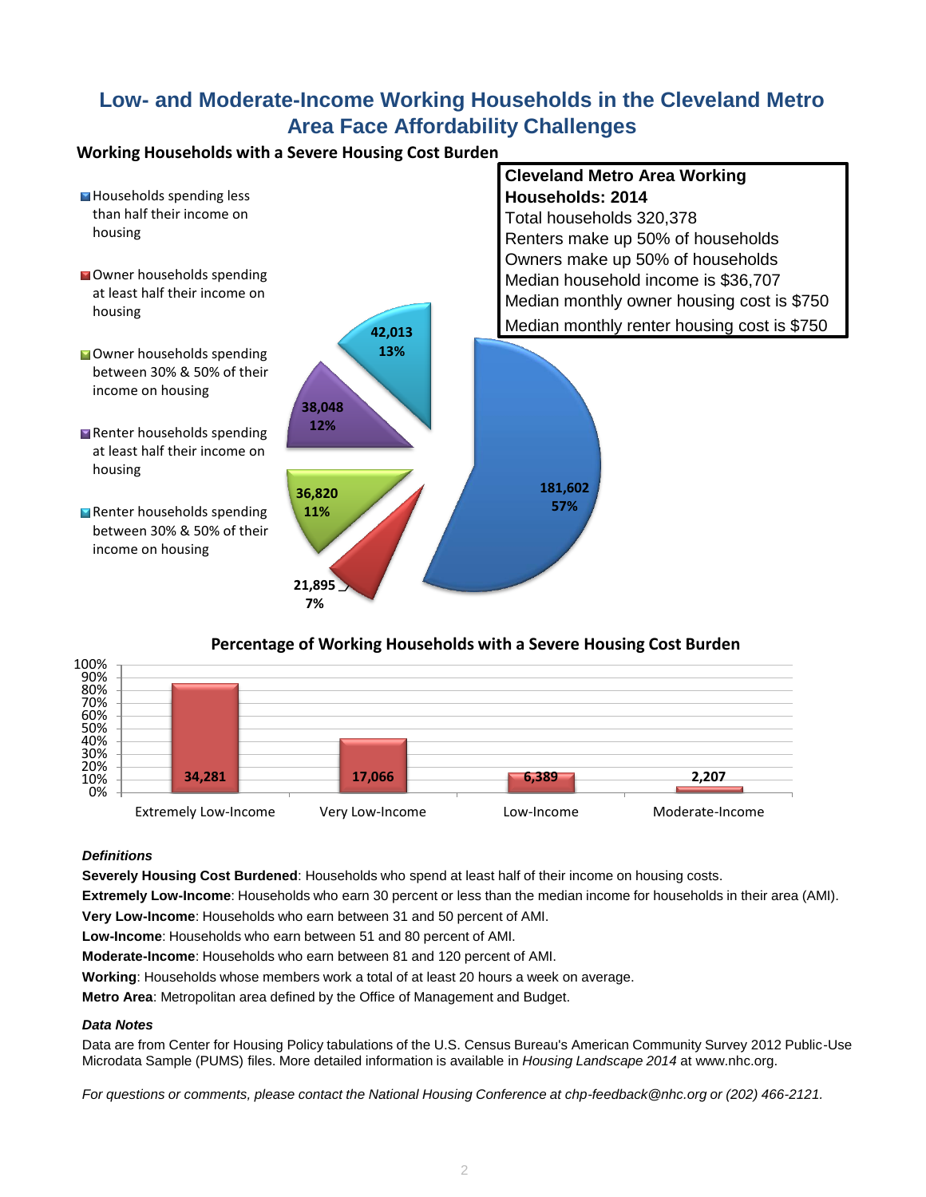# Low- and Moderate-Income Working Households in the Cleveland Metro Area Face Affordability Challenges

## Working Households with a Severe Housing Cost Burden

Households spending less than half their income on housing

Owner households spending at least half their income on housing

Owner households spending between 30% & 50% of their income on housing

Renter households spending at least half their income on housing

Renter households spending between 30% & 50% of their income on housing

42,013
13%

38,048
12%

36,820
11%

21,895
7%

181,602
57%

**Cleveland Metro Area Working Households: 2014**
Total households 320,378
Renters make up 50% of households
Owners make up 50% of households
Median household income is $36,707
Median monthly owner housing cost is $750
Median monthly renter housing cost is $750

## Percentage of Working Households with a Severe Housing Cost Burden

100%
90%
80%
70%
60%
50%
40%
30%
20%
10%
0%

34,281
17,066
6,389
2,207

Extremely Low-Income
Very Low-Income
Low-Income
Moderate-Income

***Definitions***

**Severely Housing Cost Burdened**: Households who spend at least half of their income on housing costs.

**Extremely Low-Income**: Households who earn 30 percent or less than the median income for households in their area (AMI).

**Very Low-Income**: Households who earn between 31 and 50 percent of AMI.

**Low-Income**: Households who earn between 51 and 80 percent of AMI.

**Moderate-Income**: Households who earn between 81 and 120 percent of AMI.

**Working**: Households whose members work a total of at least 20 hours a week on average.

**Metro Area**: Metropolitan area defined by the Office of Management and Budget.

***Data Notes***

Data are from Center for Housing Policy tabulations of the U.S. Census Bureau's American Community Survey 2012 Public-Use Microdata Sample (PUMS) files. More detailed information is available in *Housing Landscape 2014* at www.nhc.org.

*For questions or comments, please contact the National Housing Conference at chp-feedback@nhc.org or (202) 466-2121.*